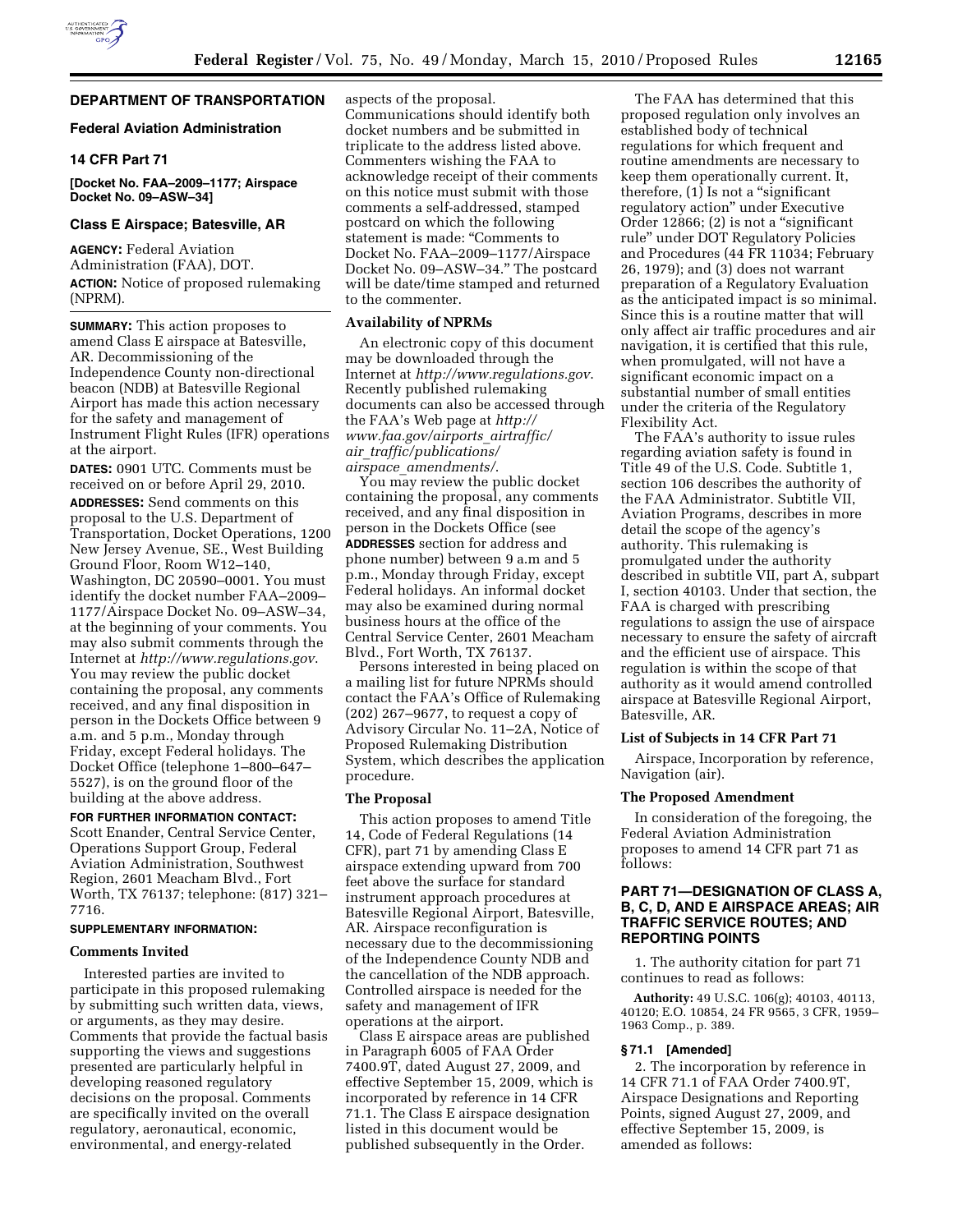**DEPARTMENT OF TRANSPORTATION**

**Federal Aviation Administration**

**14 CFR Part 71**

**[Docket No. FAA–2009–1177; Airspace Docket No. 09–ASW–34]**

**Class E Airspace; Batesville, AR**

**AGENCY:** Federal Aviation Administration (FAA), DOT.

**ACTION:** Notice of proposed rulemaking (NPRM).

**SUMMARY:** This action proposes to amend Class E airspace at Batesville, AR. Decommissioning of the Independence County non-directional beacon (NDB) at Batesville Regional Airport has made this action necessary for the safety and management of Instrument Flight Rules (IFR) operations at the airport.

**DATES:** 0901 UTC. Comments must be received on or before April 29, 2010.

**ADDRESSES:** Send comments on this proposal to the U.S. Department of Transportation, Docket Operations, 1200 New Jersey Avenue, SE., West Building Ground Floor, Room W12–140, Washington, DC 20590–0001. You must identify the docket number FAA–2009–1177/Airspace Docket No. 09–ASW–34, at the beginning of your comments. You may also submit comments through the Internet at *http://www.regulations.gov*. You may review the public docket containing the proposal, any comments received, and any final disposition in person in the Dockets Office between 9 a.m. and 5 p.m., Monday through Friday, except Federal holidays. The Docket Office (telephone 1–800–647–5527), is on the ground floor of the building at the above address.

**FOR FURTHER INFORMATION CONTACT:** Scott Enander, Central Service Center, Operations Support Group, Federal Aviation Administration, Southwest Region, 2601 Meacham Blvd., Fort Worth, TX 76137; telephone: (817) 321–7716.

**SUPPLEMENTARY INFORMATION:**

**Comments Invited**

Interested parties are invited to participate in this proposed rulemaking by submitting such written data, views, or arguments, as they may desire. Comments that provide the factual basis supporting the views and suggestions presented are particularly helpful in developing reasoned regulatory decisions on the proposal. Comments are specifically invited on the overall regulatory, aeronautical, economic, environmental, and energy-related aspects of the proposal. Communications should identify both docket numbers and be submitted in triplicate to the address listed above. Commenters wishing the FAA to acknowledge receipt of their comments on this notice must submit with those comments a self-addressed, stamped postcard on which the following statement is made: "Comments to Docket No. FAA–2009–1177/Airspace Docket No. 09–ASW–34." The postcard will be date/time stamped and returned to the commenter.

**Availability of NPRMs**

An electronic copy of this document may be downloaded through the Internet at *http://www.regulations.gov*. Recently published rulemaking documents can also be accessed through the FAA's Web page at *http://www.faa.gov/airports_airtraffic/air_traffic/publications/airspace_amendments/*.

You may review the public docket containing the proposal, any comments received, and any final disposition in person in the Dockets Office (see **ADDRESSES** section for address and phone number) between 9 a.m and 5 p.m., Monday through Friday, except Federal holidays. An informal docket may also be examined during normal business hours at the office of the Central Service Center, 2601 Meacham Blvd., Fort Worth, TX 76137.

Persons interested in being placed on a mailing list for future NPRMs should contact the FAA's Office of Rulemaking (202) 267–9677, to request a copy of Advisory Circular No. 11–2A, Notice of Proposed Rulemaking Distribution System, which describes the application procedure.

**The Proposal**

This action proposes to amend Title 14, Code of Federal Regulations (14 CFR), part 71 by amending Class E airspace extending upward from 700 feet above the surface for standard instrument approach procedures at Batesville Regional Airport, Batesville, AR. Airspace reconfiguration is necessary due to the decommissioning of the Independence County NDB and the cancellation of the NDB approach. Controlled airspace is needed for the safety and management of IFR operations at the airport.

Class E airspace areas are published in Paragraph 6005 of FAA Order 7400.9T, dated August 27, 2009, and effective September 15, 2009, which is incorporated by reference in 14 CFR 71.1. The Class E airspace designation listed in this document would be published subsequently in the Order.

The FAA has determined that this proposed regulation only involves an established body of technical regulations for which frequent and routine amendments are necessary to keep them operationally current. It, therefore, (1) Is not a "significant regulatory action" under Executive Order 12866; (2) is not a "significant rule" under DOT Regulatory Policies and Procedures (44 FR 11034; February 26, 1979); and (3) does not warrant preparation of a Regulatory Evaluation as the anticipated impact is so minimal. Since this is a routine matter that will only affect air traffic procedures and air navigation, it is certified that this rule, when promulgated, will not have a significant economic impact on a substantial number of small entities under the criteria of the Regulatory Flexibility Act.

The FAA's authority to issue rules regarding aviation safety is found in Title 49 of the U.S. Code. Subtitle 1, section 106 describes the authority of the FAA Administrator. Subtitle VII, Aviation Programs, describes in more detail the scope of the agency's authority. This rulemaking is promulgated under the authority described in subtitle VII, part A, subpart I, section 40103. Under that section, the FAA is charged with prescribing regulations to assign the use of airspace necessary to ensure the safety of aircraft and the efficient use of airspace. This regulation is within the scope of that authority as it would amend controlled airspace at Batesville Regional Airport, Batesville, AR.

**List of Subjects in 14 CFR Part 71**

Airspace, Incorporation by reference, Navigation (air).

**The Proposed Amendment**

In consideration of the foregoing, the Federal Aviation Administration proposes to amend 14 CFR part 71 as follows:

**PART 71—DESIGNATION OF CLASS A, B, C, D, AND E AIRSPACE AREAS; AIR TRAFFIC SERVICE ROUTES; AND REPORTING POINTS**

1. The authority citation for part 71 continues to read as follows:

**Authority:** 49 U.S.C. 106(g); 40103, 40113, 40120; E.O. 10854, 24 FR 9565, 3 CFR, 1959–1963 Comp., p. 389.

**§ 71.1 [Amended]**

2. The incorporation by reference in 14 CFR 71.1 of FAA Order 7400.9T, Airspace Designations and Reporting Points, signed August 27, 2009, and effective September 15, 2009, is amended as follows: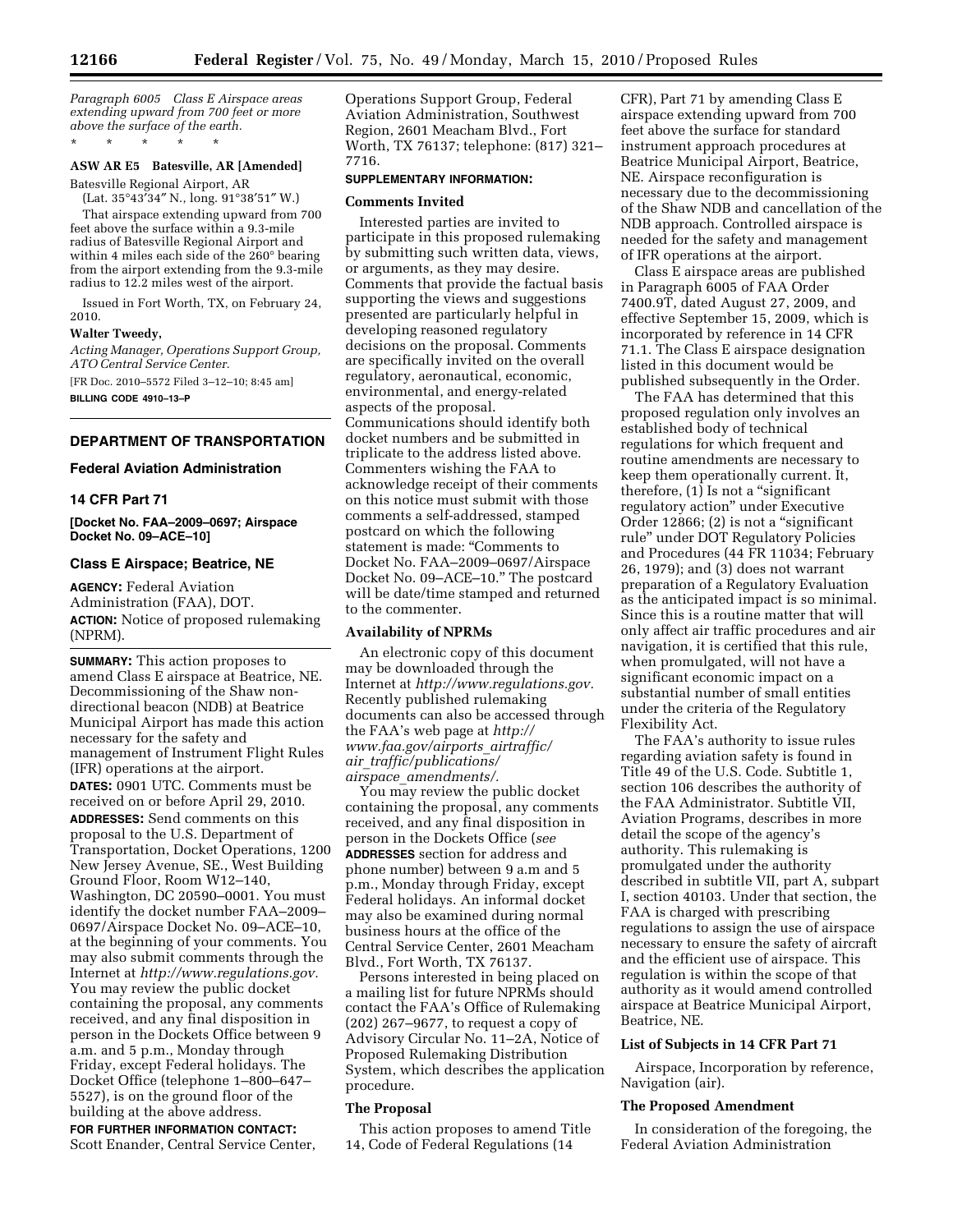*Paragraph 6005 Class E Airspace areas extending upward from 700 feet or more above the surface of the earth.*

\* \* \* \* \*

**ASW AR E5 Batesville, AR [Amended]**

Batesville Regional Airport, AR

(Lat. 35°43′34″ N., long. 91°38′51″ W.)

That airspace extending upward from 700 feet above the surface within a 9.3-mile radius of Batesville Regional Airport and within 4 miles each side of the 260° bearing from the airport extending from the 9.3-mile radius to 12.2 miles west of the airport.

Issued in Fort Worth, TX, on February 24, 2010.

**Walter Tweedy,**

*Acting Manager, Operations Support Group, ATO Central Service Center.*

[FR Doc. 2010–5572 Filed 3–12–10; 8:45 am]

**BILLING CODE 4910–13–P**

## DEPARTMENT OF TRANSPORTATION

### Federal Aviation Administration

### 14 CFR Part 71

**[Docket No. FAA–2009–0697; Airspace Docket No. 09–ACE–10]**

### Class E Airspace; Beatrice, NE

**AGENCY:** Federal Aviation Administration (FAA), DOT.

**ACTION:** Notice of proposed rulemaking (NPRM).

**SUMMARY:** This action proposes to amend Class E airspace at Beatrice, NE. Decommissioning of the Shaw non-directional beacon (NDB) at Beatrice Municipal Airport has made this action necessary for the safety and management of Instrument Flight Rules (IFR) operations at the airport.

**DATES:** 0901 UTC. Comments must be received on or before April 29, 2010.

**ADDRESSES:** Send comments on this proposal to the U.S. Department of Transportation, Docket Operations, 1200 New Jersey Avenue, SE., West Building Ground Floor, Room W12–140, Washington, DC 20590–0001. You must identify the docket number FAA–2009–0697/Airspace Docket No. 09–ACE–10, at the beginning of your comments. You may also submit comments through the Internet at *http://www.regulations.gov.* You may review the public docket containing the proposal, any comments received, and any final disposition in person in the Dockets Office between 9 a.m. and 5 p.m., Monday through Friday, except Federal holidays. The Docket Office (telephone 1–800–647–5527), is on the ground floor of the building at the above address.

**FOR FURTHER INFORMATION CONTACT:** Scott Enander, Central Service Center, Operations Support Group, Federal Aviation Administration, Southwest Region, 2601 Meacham Blvd., Fort Worth, TX 76137; telephone: (817) 321–7716.

**SUPPLEMENTARY INFORMATION:**

#### Comments Invited

Interested parties are invited to participate in this proposed rulemaking by submitting such written data, views, or arguments, as they may desire. Comments that provide the factual basis supporting the views and suggestions presented are particularly helpful in developing reasoned regulatory decisions on the proposal. Comments are specifically invited on the overall regulatory, aeronautical, economic, environmental, and energy-related aspects of the proposal. Communications should identify both docket numbers and be submitted in triplicate to the address listed above. Commenters wishing the FAA to acknowledge receipt of their comments on this notice must submit with those comments a self-addressed, stamped postcard on which the following statement is made: "Comments to Docket No. FAA–2009–0697/Airspace Docket No. 09–ACE–10." The postcard will be date/time stamped and returned to the commenter.

#### Availability of NPRMs

An electronic copy of this document may be downloaded through the Internet at *http://www.regulations.gov.* Recently published rulemaking documents can also be accessed through the FAA's web page at *http://www.faa.gov/airports_airtraffic/air_traffic/publications/airspace_amendments/.*

You may review the public docket containing the proposal, any comments received, and any final disposition in person in the Dockets Office (*see* **ADDRESSES** section for address and phone number) between 9 a.m and 5 p.m., Monday through Friday, except Federal holidays. An informal docket may also be examined during normal business hours at the office of the Central Service Center, 2601 Meacham Blvd., Fort Worth, TX 76137.

Persons interested in being placed on a mailing list for future NPRMs should contact the FAA's Office of Rulemaking (202) 267–9677, to request a copy of Advisory Circular No. 11–2A, Notice of Proposed Rulemaking Distribution System, which describes the application procedure.

#### The Proposal

This action proposes to amend Title 14, Code of Federal Regulations (14 CFR), Part 71 by amending Class E airspace extending upward from 700 feet above the surface for standard instrument approach procedures at Beatrice Municipal Airport, Beatrice, NE. Airspace reconfiguration is necessary due to the decommissioning of the Shaw NDB and cancellation of the NDB approach. Controlled airspace is needed for the safety and management of IFR operations at the airport.

Class E airspace areas are published in Paragraph 6005 of FAA Order 7400.9T, dated August 27, 2009, and effective September 15, 2009, which is incorporated by reference in 14 CFR 71.1. The Class E airspace designation listed in this document would be published subsequently in the Order.

The FAA has determined that this proposed regulation only involves an established body of technical regulations for which frequent and routine amendments are necessary to keep them operationally current. It, therefore, (1) Is not a "significant regulatory action" under Executive Order 12866; (2) is not a "significant rule" under DOT Regulatory Policies and Procedures (44 FR 11034; February 26, 1979); and (3) does not warrant preparation of a Regulatory Evaluation as the anticipated impact is so minimal. Since this is a routine matter that will only affect air traffic procedures and air navigation, it is certified that this rule, when promulgated, will not have a significant economic impact on a substantial number of small entities under the criteria of the Regulatory Flexibility Act.

The FAA's authority to issue rules regarding aviation safety is found in Title 49 of the U.S. Code. Subtitle 1, section 106 describes the authority of the FAA Administrator. Subtitle VII, Aviation Programs, describes in more detail the scope of the agency's authority. This rulemaking is promulgated under the authority described in subtitle VII, part A, subpart I, section 40103. Under that section, the FAA is charged with prescribing regulations to assign the use of airspace necessary to ensure the safety of aircraft and the efficient use of airspace. This regulation is within the scope of that authority as it would amend controlled airspace at Beatrice Municipal Airport, Beatrice, NE.

#### List of Subjects in 14 CFR Part 71

Airspace, Incorporation by reference, Navigation (air).

#### The Proposed Amendment

In consideration of the foregoing, the Federal Aviation Administration